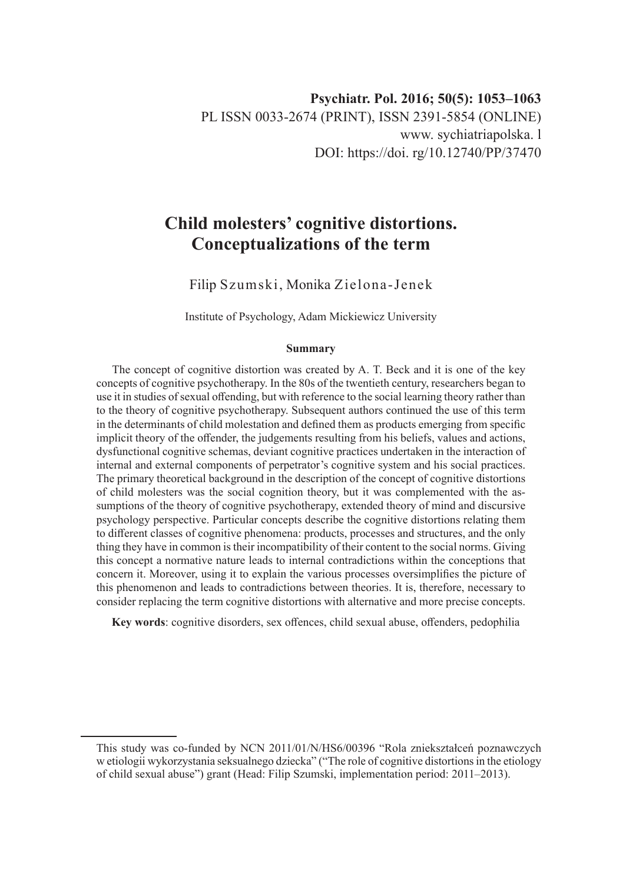# Child molesters' cognitive distortions. Conceptualizations of the term

Filip Szumski, Monika Zielona-Jenek

Institute of Psychology, Adam Mickiewicz University

### Summary

The concept of cognitive distortion was created by A. T. Beck and it is one of the key concepts of cognitive psychotherapy. In the 80s of the twentieth century, researchers began to use it in studies of sexual offending, but with reference to the social learning theory rather than to the theory of cognitive psychotherapy. Subsequent authors continued the use of this term in the determinants of child molestation and defined them as products emerging from specific implicit theory of the offender, the judgements resulting from his beliefs, values and actions, dysfunctional cognitive schemas, deviant cognitive practices undertaken in the interaction of internal and external components of perpetrator's cognitive system and his social practices. The primary theoretical background in the description of the concept of cognitive distortions of child molesters was the social cognition theory, but it was complemented with the assumptions of the theory of cognitive psychotherapy, extended theory of mind and discursive psychology perspective. Particular concepts describe the cognitive distortions relating them to different classes of cognitive phenomena: products, processes and structures, and the only thing they have in common is their incompatibility of their content to the social norms. Giving this concept a normative nature leads to internal contradictions within the conceptions that concern it. Moreover, using it to explain the various processes oversimplifies the picture of this phenomenon and leads to contradictions between theories. It is, therefore, necessary to consider replacing the term cognitive distortions with alternative and more precise concepts.

**Key words**: cognitive disorders, sex offences, child sexual abuse, offenders, pedophilia

---

This study was co-funded by NCN 2011/01/N/HS6/00396 "Rola zniekształceń poznawczych w etiologii wykorzystania seksualnego dziecka" ("The role of cognitive distortions in the etiology of child sexual abuse") grant (Head: Filip Szumski, implementation period: 2011–2013).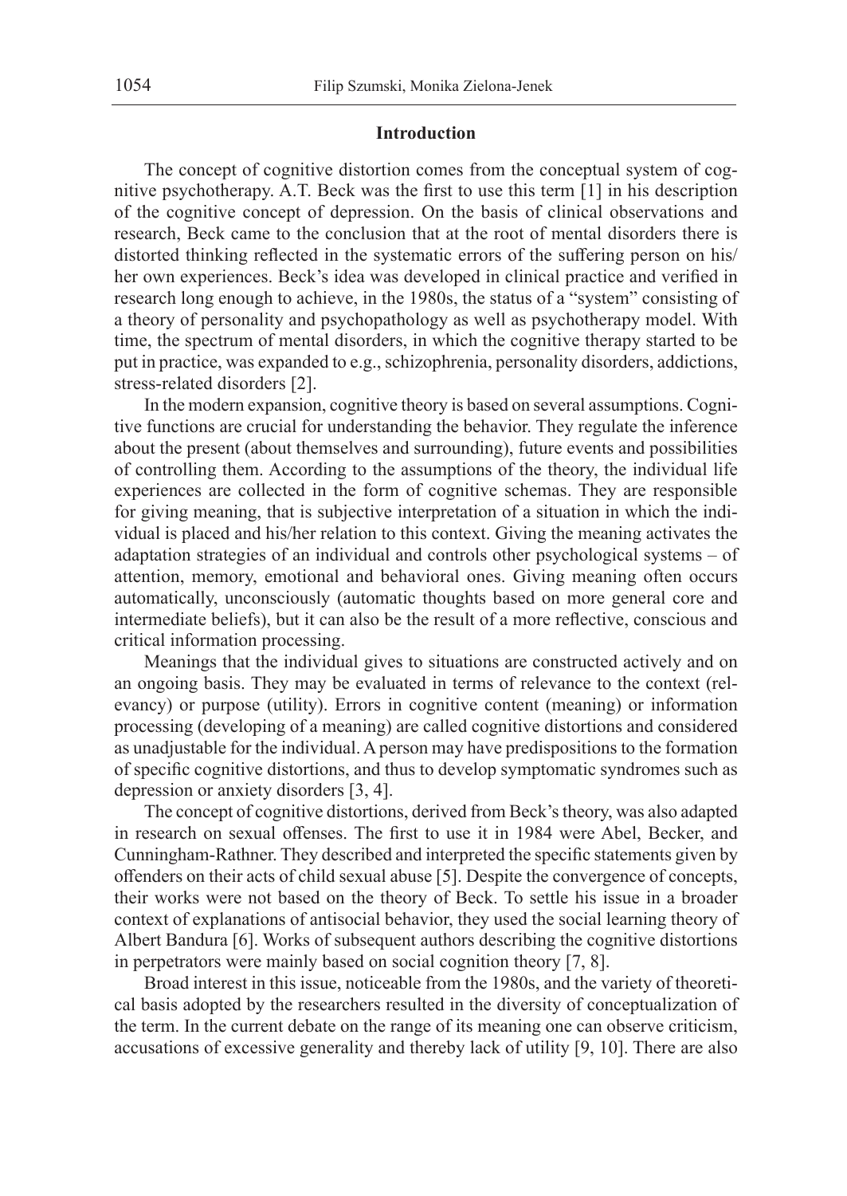## Introduction

The concept of cognitive distortion comes from the conceptual system of cognitive psychotherapy. A.T. Beck was the first to use this term [1] in his description of the cognitive concept of depression. On the basis of clinical observations and research, Beck came to the conclusion that at the root of mental disorders there is distorted thinking reflected in the systematic errors of the suffering person on his/her own experiences. Beck's idea was developed in clinical practice and verified in research long enough to achieve, in the 1980s, the status of a "system" consisting of a theory of personality and psychopathology as well as psychotherapy model. With time, the spectrum of mental disorders, in which the cognitive therapy started to be put in practice, was expanded to e.g., schizophrenia, personality disorders, addictions, stress-related disorders [2].

In the modern expansion, cognitive theory is based on several assumptions. Cognitive functions are crucial for understanding the behavior. They regulate the inference about the present (about themselves and surrounding), future events and possibilities of controlling them. According to the assumptions of the theory, the individual life experiences are collected in the form of cognitive schemas. They are responsible for giving meaning, that is subjective interpretation of a situation in which the individual is placed and his/her relation to this context. Giving the meaning activates the adaptation strategies of an individual and controls other psychological systems – of attention, memory, emotional and behavioral ones. Giving meaning often occurs automatically, unconsciously (automatic thoughts based on more general core and intermediate beliefs), but it can also be the result of a more reflective, conscious and critical information processing.

Meanings that the individual gives to situations are constructed actively and on an ongoing basis. They may be evaluated in terms of relevance to the context (relevancy) or purpose (utility). Errors in cognitive content (meaning) or information processing (developing of a meaning) are called cognitive distortions and considered as unadjustable for the individual. A person may have predispositions to the formation of specific cognitive distortions, and thus to develop symptomatic syndromes such as depression or anxiety disorders [3, 4].

The concept of cognitive distortions, derived from Beck's theory, was also adapted in research on sexual offenses. The first to use it in 1984 were Abel, Becker, and Cunningham-Rathner. They described and interpreted the specific statements given by offenders on their acts of child sexual abuse [5]. Despite the convergence of concepts, their works were not based on the theory of Beck. To settle his issue in a broader context of explanations of antisocial behavior, they used the social learning theory of Albert Bandura [6]. Works of subsequent authors describing the cognitive distortions in perpetrators were mainly based on social cognition theory [7, 8].

Broad interest in this issue, noticeable from the 1980s, and the variety of theoretical basis adopted by the researchers resulted in the diversity of conceptualization of the term. In the current debate on the range of its meaning one can observe criticism, accusations of excessive generality and thereby lack of utility [9, 10]. There are also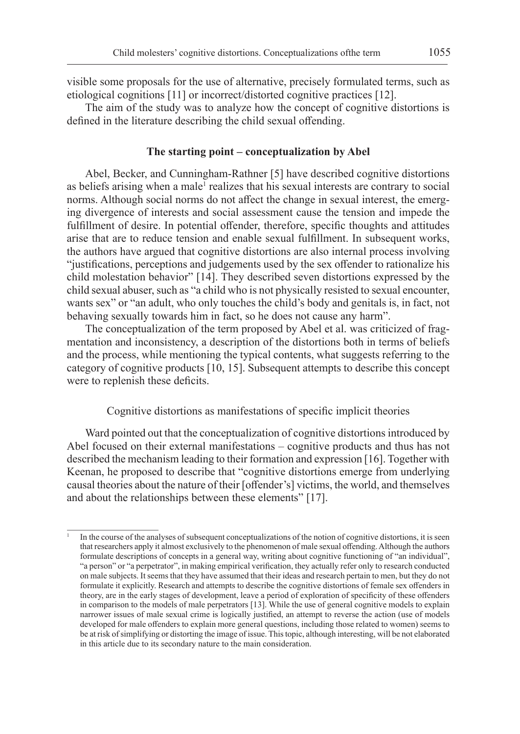visible some proposals for the use of alternative, precisely formulated terms, such as etiological cognitions [11] or incorrect/distorted cognitive practices [12].

The aim of the study was to analyze how the concept of cognitive distortions is defined in the literature describing the child sexual offending.

## The starting point – conceptualization by Abel

Abel, Becker, and Cunningham-Rathner [5] have described cognitive distortions as beliefs arising when a male[1] realizes that his sexual interests are contrary to social norms. Although social norms do not affect the change in sexual interest, the emerging divergence of interests and social assessment cause the tension and impede the fulfillment of desire. In potential offender, therefore, specific thoughts and attitudes arise that are to reduce tension and enable sexual fulfillment. In subsequent works, the authors have argued that cognitive distortions are also internal process involving "justifications, perceptions and judgements used by the sex offender to rationalize his child molestation behavior" [14]. They described seven distortions expressed by the child sexual abuser, such as "a child who is not physically resisted to sexual encounter, wants sex" or "an adult, who only touches the child's body and genitals is, in fact, not behaving sexually towards him in fact, so he does not cause any harm".

The conceptualization of the term proposed by Abel et al. was criticized of fragmentation and inconsistency, a description of the distortions both in terms of beliefs and the process, while mentioning the typical contents, what suggests referring to the category of cognitive products [10, 15]. Subsequent attempts to describe this concept were to replenish these deficits.

### Cognitive distortions as manifestations of specific implicit theories

Ward pointed out that the conceptualization of cognitive distortions introduced by Abel focused on their external manifestations – cognitive products and thus has not described the mechanism leading to their formation and expression [16]. Together with Keenan, he proposed to describe that "cognitive distortions emerge from underlying causal theories about the nature of their [offender's] victims, the world, and themselves and about the relationships between these elements" [17].

---

[1] In the course of the analyses of subsequent conceptualizations of the notion of cognitive distortions, it is seen that researchers apply it almost exclusively to the phenomenon of male sexual offending. Although the authors formulate descriptions of concepts in a general way, writing about cognitive functioning of "an individual", "a person" or "a perpetrator", in making empirical verification, they actually refer only to research conducted on male subjects. It seems that they have assumed that their ideas and research pertain to men, but they do not formulate it explicitly. Research and attempts to describe the cognitive distortions of female sex offenders in theory, are in the early stages of development, leave a period of exploration of specificity of these offenders in comparison to the models of male perpetrators [13]. While the use of general cognitive models to explain narrower issues of male sexual crime is logically justified, an attempt to reverse the action (use of models developed for male offenders to explain more general questions, including those related to women) seems to be at risk of simplifying or distorting the image of issue. This topic, although interesting, will be not elaborated in this article due to its secondary nature to the main consideration.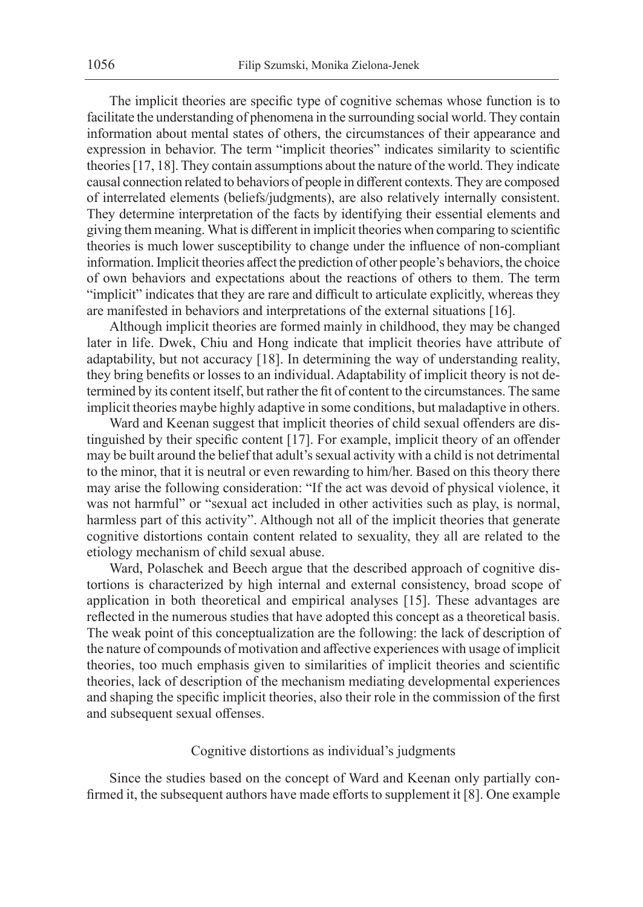The implicit theories are specific type of cognitive schemas whose function is to facilitate the understanding of phenomena in the surrounding social world. They contain information about mental states of others, the circumstances of their appearance and expression in behavior. The term "implicit theories" indicates similarity to scientific theories [17, 18]. They contain assumptions about the nature of the world. They indicate causal connection related to behaviors of people in different contexts. They are composed of interrelated elements (beliefs/judgments), are also relatively internally consistent. They determine interpretation of the facts by identifying their essential elements and giving them meaning. What is different in implicit theories when comparing to scientific theories is much lower susceptibility to change under the influence of non-compliant information. Implicit theories affect the prediction of other people's behaviors, the choice of own behaviors and expectations about the reactions of others to them. The term "implicit" indicates that they are rare and difficult to articulate explicitly, whereas they are manifested in behaviors and interpretations of the external situations [16].

Although implicit theories are formed mainly in childhood, they may be changed later in life. Dwek, Chiu and Hong indicate that implicit theories have attribute of adaptability, but not accuracy [18]. In determining the way of understanding reality, they bring benefits or losses to an individual. Adaptability of implicit theory is not determined by its content itself, but rather the fit of content to the circumstances. The same implicit theories maybe highly adaptive in some conditions, but maladaptive in others.

Ward and Keenan suggest that implicit theories of child sexual offenders are distinguished by their specific content [17]. For example, implicit theory of an offender may be built around the belief that adult's sexual activity with a child is not detrimental to the minor, that it is neutral or even rewarding to him/her. Based on this theory there may arise the following consideration: "If the act was devoid of physical violence, it was not harmful" or "sexual act included in other activities such as play, is normal, harmless part of this activity". Although not all of the implicit theories that generate cognitive distortions contain content related to sexuality, they all are related to the etiology mechanism of child sexual abuse.

Ward, Polaschek and Beech argue that the described approach of cognitive distortions is characterized by high internal and external consistency, broad scope of application in both theoretical and empirical analyses [15]. These advantages are reflected in the numerous studies that have adopted this concept as a theoretical basis. The weak point of this conceptualization are the following: the lack of description of the nature of compounds of motivation and affective experiences with usage of implicit theories, too much emphasis given to similarities of implicit theories and scientific theories, lack of description of the mechanism mediating developmental experiences and shaping the specific implicit theories, also their role in the commission of the first and subsequent sexual offenses.

### Cognitive distortions as individual's judgments

Since the studies based on the concept of Ward and Keenan only partially confirmed it, the subsequent authors have made efforts to supplement it [8]. One example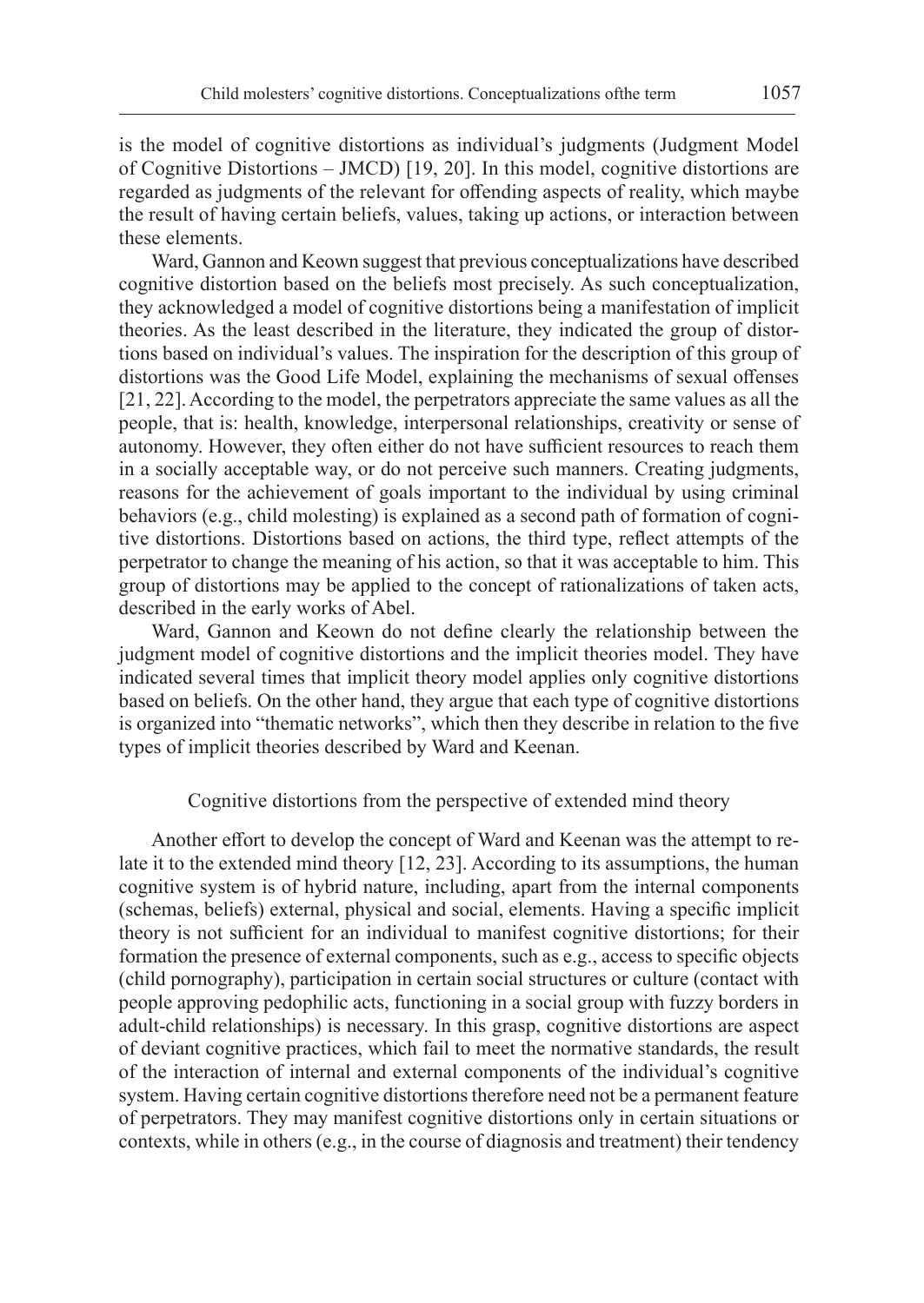is the model of cognitive distortions as individual's judgments (Judgment Model of Cognitive Distortions – JMCD) [19, 20]. In this model, cognitive distortions are regarded as judgments of the relevant for offending aspects of reality, which maybe the result of having certain beliefs, values, taking up actions, or interaction between these elements.

Ward, Gannon and Keown suggest that previous conceptualizations have described cognitive distortion based on the beliefs most precisely. As such conceptualization, they acknowledged a model of cognitive distortions being a manifestation of implicit theories. As the least described in the literature, they indicated the group of distortions based on individual's values. The inspiration for the description of this group of distortions was the Good Life Model, explaining the mechanisms of sexual offenses [21, 22]. According to the model, the perpetrators appreciate the same values as all the people, that is: health, knowledge, interpersonal relationships, creativity or sense of autonomy. However, they often either do not have sufficient resources to reach them in a socially acceptable way, or do not perceive such manners. Creating judgments, reasons for the achievement of goals important to the individual by using criminal behaviors (e.g., child molesting) is explained as a second path of formation of cognitive distortions. Distortions based on actions, the third type, reflect attempts of the perpetrator to change the meaning of his action, so that it was acceptable to him. This group of distortions may be applied to the concept of rationalizations of taken acts, described in the early works of Abel.

Ward, Gannon and Keown do not define clearly the relationship between the judgment model of cognitive distortions and the implicit theories model. They have indicated several times that implicit theory model applies only cognitive distortions based on beliefs. On the other hand, they argue that each type of cognitive distortions is organized into "thematic networks", which then they describe in relation to the five types of implicit theories described by Ward and Keenan.

## Cognitive distortions from the perspective of extended mind theory

Another effort to develop the concept of Ward and Keenan was the attempt to relate it to the extended mind theory [12, 23]. According to its assumptions, the human cognitive system is of hybrid nature, including, apart from the internal components (schemas, beliefs) external, physical and social, elements. Having a specific implicit theory is not sufficient for an individual to manifest cognitive distortions; for their formation the presence of external components, such as e.g., access to specific objects (child pornography), participation in certain social structures or culture (contact with people approving pedophilic acts, functioning in a social group with fuzzy borders in adult-child relationships) is necessary. In this grasp, cognitive distortions are aspect of deviant cognitive practices, which fail to meet the normative standards, the result of the interaction of internal and external components of the individual's cognitive system. Having certain cognitive distortions therefore need not be a permanent feature of perpetrators. They may manifest cognitive distortions only in certain situations or contexts, while in others (e.g., in the course of diagnosis and treatment) their tendency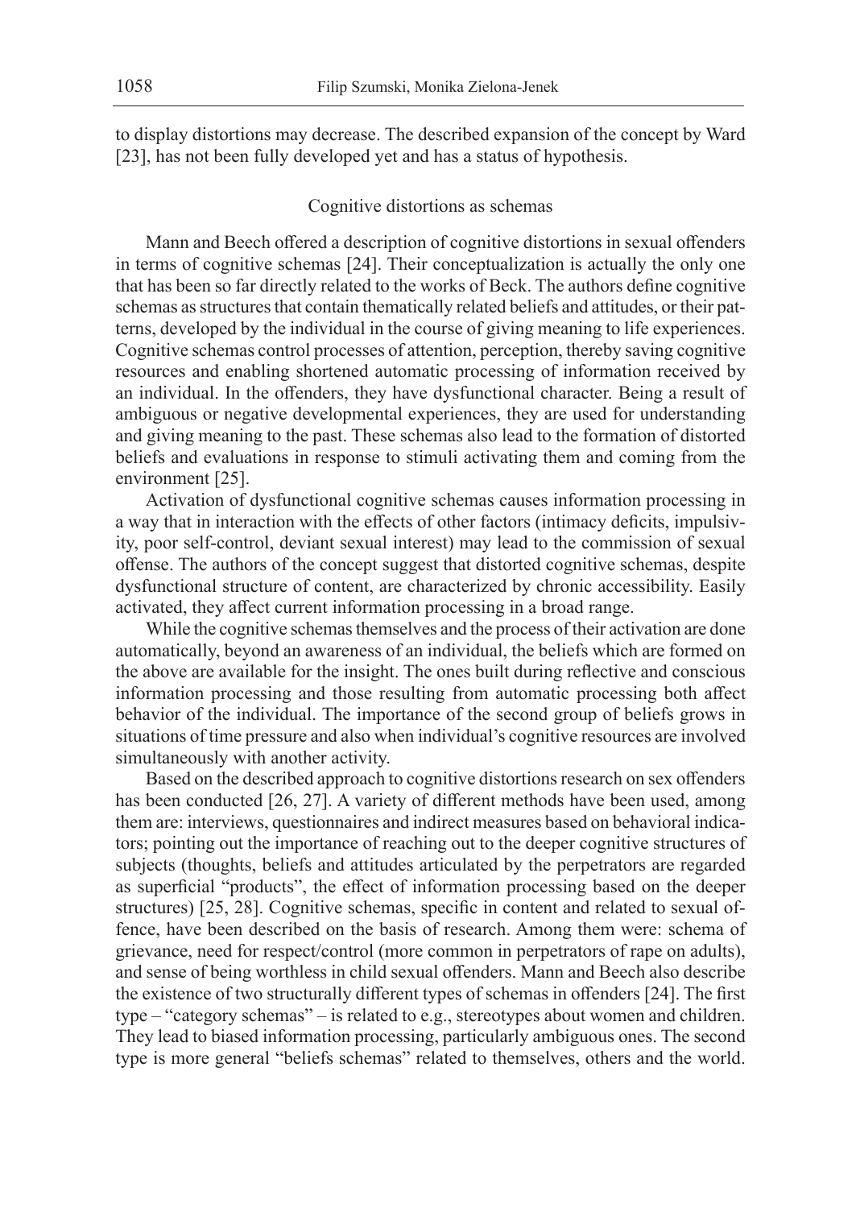to display distortions may decrease. The described expansion of the concept by Ward [23], has not been fully developed yet and has a status of hypothesis.

## Cognitive distortions as schemas

Mann and Beech offered a description of cognitive distortions in sexual offenders in terms of cognitive schemas [24]. Their conceptualization is actually the only one that has been so far directly related to the works of Beck. The authors define cognitive schemas as structures that contain thematically related beliefs and attitudes, or their patterns, developed by the individual in the course of giving meaning to life experiences. Cognitive schemas control processes of attention, perception, thereby saving cognitive resources and enabling shortened automatic processing of information received by an individual. In the offenders, they have dysfunctional character. Being a result of ambiguous or negative developmental experiences, they are used for understanding and giving meaning to the past. These schemas also lead to the formation of distorted beliefs and evaluations in response to stimuli activating them and coming from the environment [25].

Activation of dysfunctional cognitive schemas causes information processing in a way that in interaction with the effects of other factors (intimacy deficits, impulsivity, poor self-control, deviant sexual interest) may lead to the commission of sexual offense. The authors of the concept suggest that distorted cognitive schemas, despite dysfunctional structure of content, are characterized by chronic accessibility. Easily activated, they affect current information processing in a broad range.

While the cognitive schemas themselves and the process of their activation are done automatically, beyond an awareness of an individual, the beliefs which are formed on the above are available for the insight. The ones built during reflective and conscious information processing and those resulting from automatic processing both affect behavior of the individual. The importance of the second group of beliefs grows in situations of time pressure and also when individual's cognitive resources are involved simultaneously with another activity.

Based on the described approach to cognitive distortions research on sex offenders has been conducted [26, 27]. A variety of different methods have been used, among them are: interviews, questionnaires and indirect measures based on behavioral indicators; pointing out the importance of reaching out to the deeper cognitive structures of subjects (thoughts, beliefs and attitudes articulated by the perpetrators are regarded as superficial "products", the effect of information processing based on the deeper structures) [25, 28]. Cognitive schemas, specific in content and related to sexual offence, have been described on the basis of research. Among them were: schema of grievance, need for respect/control (more common in perpetrators of rape on adults), and sense of being worthless in child sexual offenders. Mann and Beech also describe the existence of two structurally different types of schemas in offenders [24]. The first type – "category schemas" – is related to e.g., stereotypes about women and children. They lead to biased information processing, particularly ambiguous ones. The second type is more general "beliefs schemas" related to themselves, others and the world.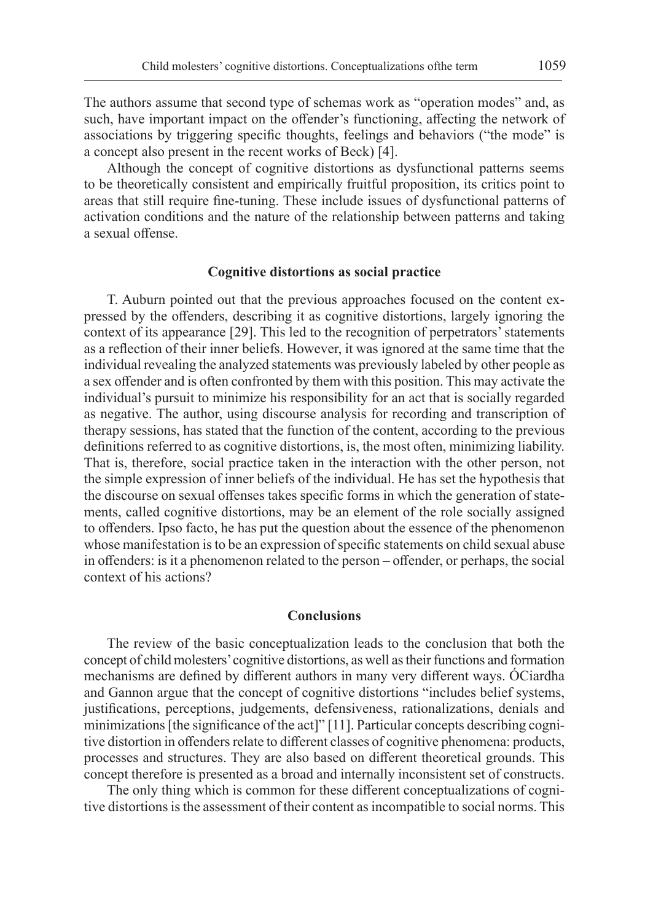The authors assume that second type of schemas work as "operation modes" and, as such, have important impact on the offender's functioning, affecting the network of associations by triggering specific thoughts, feelings and behaviors ("the mode" is a concept also present in the recent works of Beck) [4].

Although the concept of cognitive distortions as dysfunctional patterns seems to be theoretically consistent and empirically fruitful proposition, its critics point to areas that still require fine-tuning. These include issues of dysfunctional patterns of activation conditions and the nature of the relationship between patterns and taking a sexual offense.

## Cognitive distortions as social practice

T. Auburn pointed out that the previous approaches focused on the content expressed by the offenders, describing it as cognitive distortions, largely ignoring the context of its appearance [29]. This led to the recognition of perpetrators' statements as a reflection of their inner beliefs. However, it was ignored at the same time that the individual revealing the analyzed statements was previously labeled by other people as a sex offender and is often confronted by them with this position. This may activate the individual's pursuit to minimize his responsibility for an act that is socially regarded as negative. The author, using discourse analysis for recording and transcription of therapy sessions, has stated that the function of the content, according to the previous definitions referred to as cognitive distortions, is, the most often, minimizing liability. That is, therefore, social practice taken in the interaction with the other person, not the simple expression of inner beliefs of the individual. He has set the hypothesis that the discourse on sexual offenses takes specific forms in which the generation of statements, called cognitive distortions, may be an element of the role socially assigned to offenders. Ipso facto, he has put the question about the essence of the phenomenon whose manifestation is to be an expression of specific statements on child sexual abuse in offenders: is it a phenomenon related to the person – offender, or perhaps, the social context of his actions?

## Conclusions

The review of the basic conceptualization leads to the conclusion that both the concept of child molesters' cognitive distortions, as well as their functions and formation mechanisms are defined by different authors in many very different ways. ÓCiardha and Gannon argue that the concept of cognitive distortions "includes belief systems, justifications, perceptions, judgements, defensiveness, rationalizations, denials and minimizations [the significance of the act]" [11]. Particular concepts describing cognitive distortion in offenders relate to different classes of cognitive phenomena: products, processes and structures. They are also based on different theoretical grounds. This concept therefore is presented as a broad and internally inconsistent set of constructs.

The only thing which is common for these different conceptualizations of cognitive distortions is the assessment of their content as incompatible to social norms. This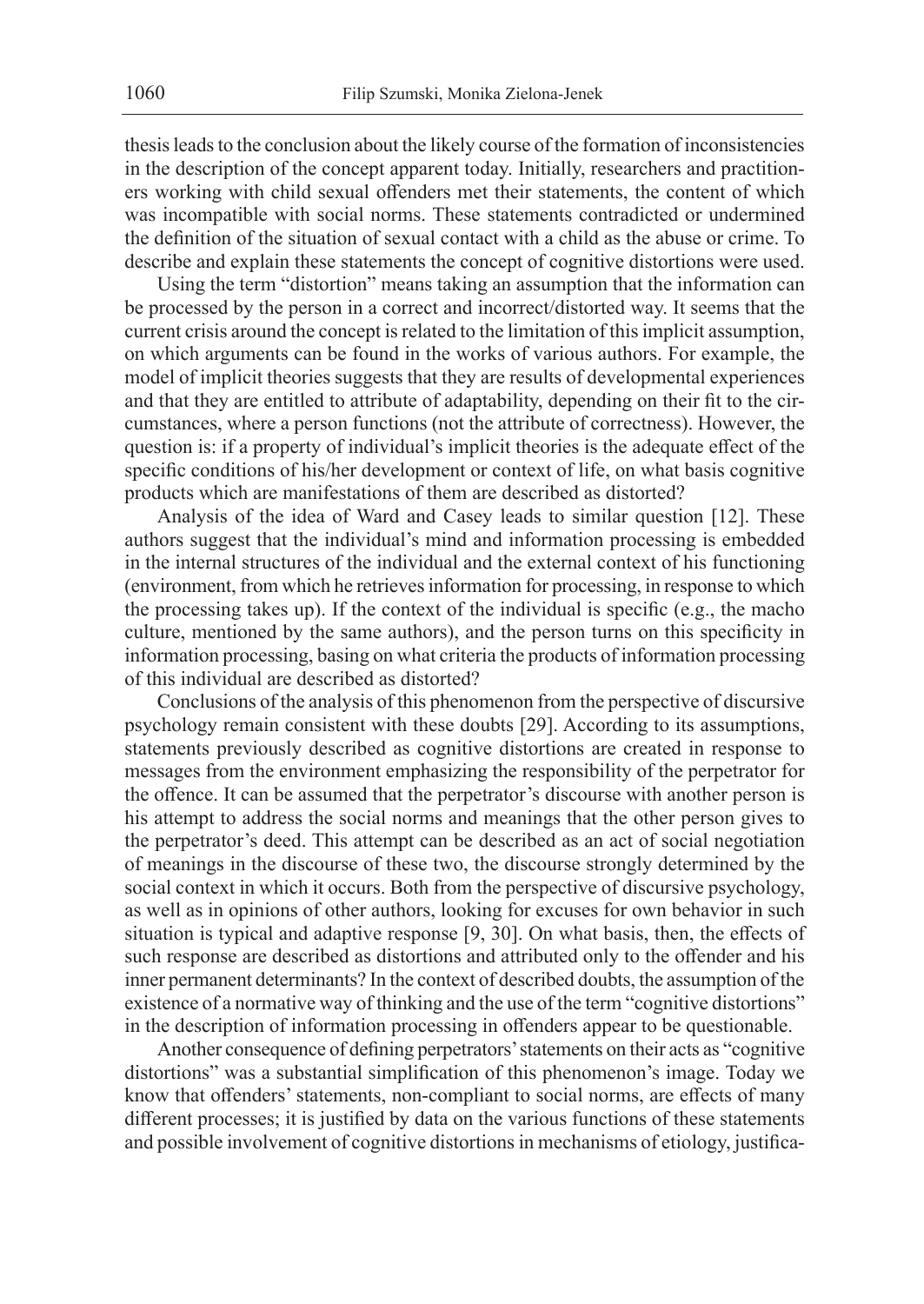thesis leads to the conclusion about the likely course of the formation of inconsistencies in the description of the concept apparent today. Initially, researchers and practitioners working with child sexual offenders met their statements, the content of which was incompatible with social norms. These statements contradicted or undermined the definition of the situation of sexual contact with a child as the abuse or crime. To describe and explain these statements the concept of cognitive distortions were used.

Using the term "distortion" means taking an assumption that the information can be processed by the person in a correct and incorrect/distorted way. It seems that the current crisis around the concept is related to the limitation of this implicit assumption, on which arguments can be found in the works of various authors. For example, the model of implicit theories suggests that they are results of developmental experiences and that they are entitled to attribute of adaptability, depending on their fit to the circumstances, where a person functions (not the attribute of correctness). However, the question is: if a property of individual's implicit theories is the adequate effect of the specific conditions of his/her development or context of life, on what basis cognitive products which are manifestations of them are described as distorted?

Analysis of the idea of Ward and Casey leads to similar question [12]. These authors suggest that the individual's mind and information processing is embedded in the internal structures of the individual and the external context of his functioning (environment, from which he retrieves information for processing, in response to which the processing takes up). If the context of the individual is specific (e.g., the macho culture, mentioned by the same authors), and the person turns on this specificity in information processing, basing on what criteria the products of information processing of this individual are described as distorted?

Conclusions of the analysis of this phenomenon from the perspective of discursive psychology remain consistent with these doubts [29]. According to its assumptions, statements previously described as cognitive distortions are created in response to messages from the environment emphasizing the responsibility of the perpetrator for the offence. It can be assumed that the perpetrator's discourse with another person is his attempt to address the social norms and meanings that the other person gives to the perpetrator's deed. This attempt can be described as an act of social negotiation of meanings in the discourse of these two, the discourse strongly determined by the social context in which it occurs. Both from the perspective of discursive psychology, as well as in opinions of other authors, looking for excuses for own behavior in such situation is typical and adaptive response [9, 30]. On what basis, then, the effects of such response are described as distortions and attributed only to the offender and his inner permanent determinants? In the context of described doubts, the assumption of the existence of a normative way of thinking and the use of the term "cognitive distortions" in the description of information processing in offenders appear to be questionable.

Another consequence of defining perpetrators' statements on their acts as "cognitive distortions" was a substantial simplification of this phenomenon's image. Today we know that offenders' statements, non-compliant to social norms, are effects of many different processes; it is justified by data on the various functions of these statements and possible involvement of cognitive distortions in mechanisms of etiology, justifica-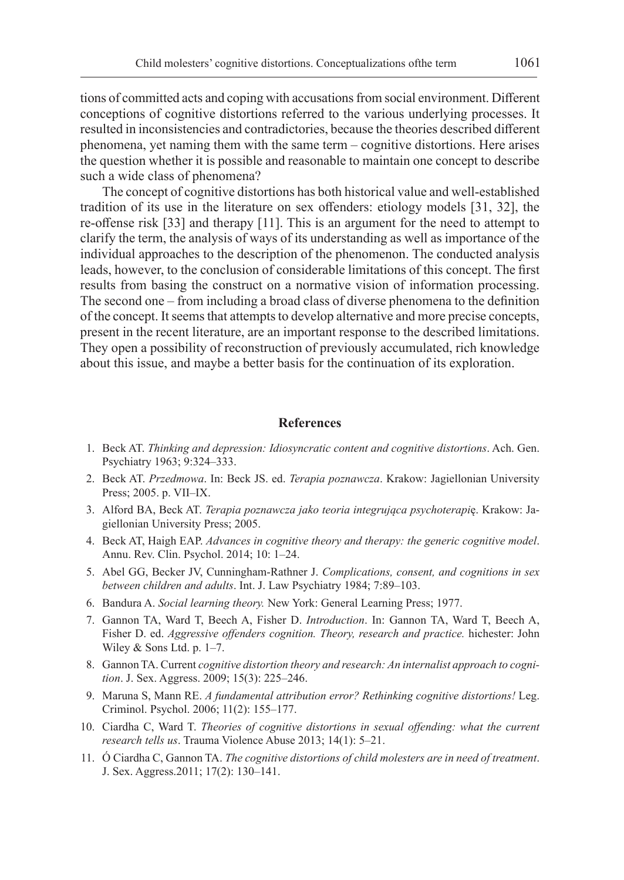tions of committed acts and coping with accusations from social environment. Different conceptions of cognitive distortions referred to the various underlying processes. It resulted in inconsistencies and contradictories, because the theories described different phenomena, yet naming them with the same term – cognitive distortions. Here arises the question whether it is possible and reasonable to maintain one concept to describe such a wide class of phenomena?

The concept of cognitive distortions has both historical value and well-established tradition of its use in the literature on sex offenders: etiology models [31, 32], the re-offense risk [33] and therapy [11]. This is an argument for the need to attempt to clarify the term, the analysis of ways of its understanding as well as importance of the individual approaches to the description of the phenomenon. The conducted analysis leads, however, to the conclusion of considerable limitations of this concept. The first results from basing the construct on a normative vision of information processing. The second one – from including a broad class of diverse phenomena to the definition of the concept. It seems that attempts to develop alternative and more precise concepts, present in the recent literature, are an important response to the described limitations. They open a possibility of reconstruction of previously accumulated, rich knowledge about this issue, and maybe a better basis for the continuation of its exploration.

## References

1. Beck AT. *Thinking and depression: Idiosyncratic content and cognitive distortions*. Ach. Gen. Psychiatry 1963; 9:324–333.
2. Beck AT. *Przedmowa*. In: Beck JS. ed. *Terapia poznawcza*. Krakow: Jagiellonian University Press; 2005. p. VII–IX.
3. Alford BA, Beck AT. *Terapia poznawcza jako teoria integrująca psychoterapię*. Krakow: Jagiellonian University Press; 2005.
4. Beck AT, Haigh EAP. *Advances in cognitive theory and therapy: the generic cognitive model*. Annu. Rev. Clin. Psychol. 2014; 10: 1–24.
5. Abel GG, Becker JV, Cunningham-Rathner J. *Complications, consent, and cognitions in sex between children and adults*. Int. J. Law Psychiatry 1984; 7:89–103.
6. Bandura A. *Social learning theory.* New York: General Learning Press; 1977.
7. Gannon TA, Ward T, Beech A, Fisher D. *Introduction*. In: Gannon TA, Ward T, Beech A, Fisher D. ed. *Aggressive offenders cognition. Theory, research and practice.* hichester: John Wiley & Sons Ltd. p. 1–7.
8. Gannon TA. Current *cognitive distortion theory and research: An internalist approach to cognition*. J. Sex. Aggress. 2009; 15(3): 225–246.
9. Maruna S, Mann RE. *A fundamental attribution error? Rethinking cognitive distortions!* Leg. Criminol. Psychol. 2006; 11(2): 155–177.
10. Ciardha C, Ward T. *Theories of cognitive distortions in sexual offending: what the current research tells us*. Trauma Violence Abuse 2013; 14(1): 5–21.
11. Ó Ciardha C, Gannon TA. *The cognitive distortions of child molesters are in need of treatment*. J. Sex. Aggress.2011; 17(2): 130–141.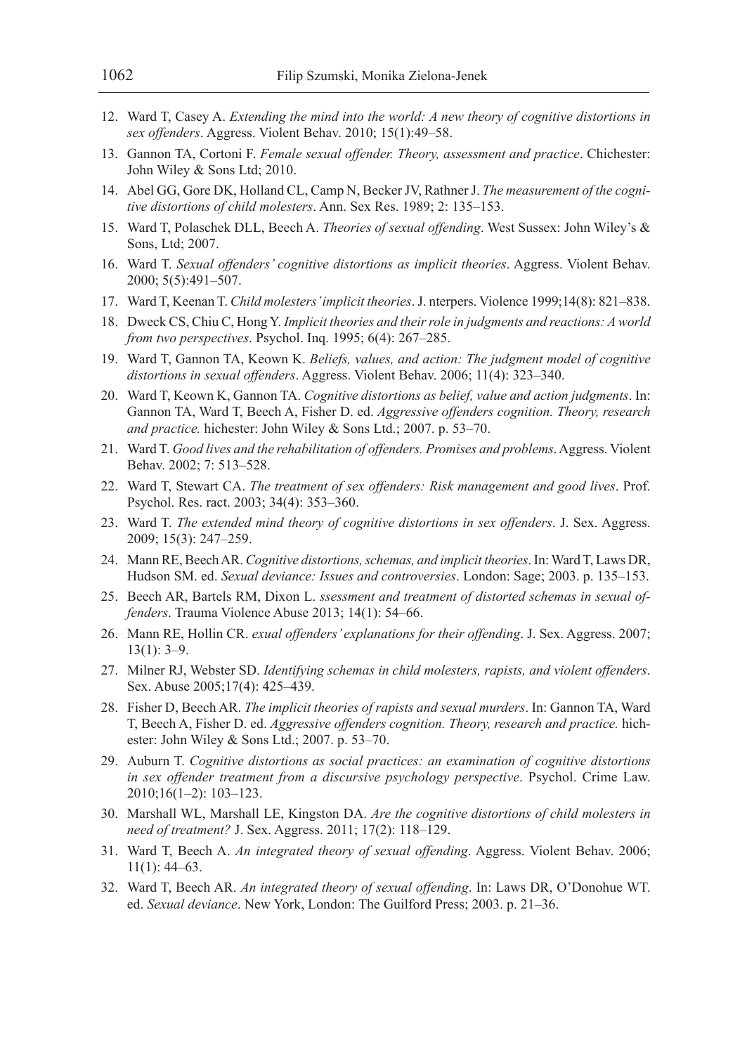12. Ward T, Casey A. *Extending the mind into the world: A new theory of cognitive distortions in sex offenders*. Aggress. Violent Behav. 2010; 15(1):49–58.
13. Gannon TA, Cortoni F. *Female sexual offender. Theory, assessment and practice*. Chichester: John Wiley & Sons Ltd; 2010.
14. Abel GG, Gore DK, Holland CL, Camp N, Becker JV, Rathner J. *The measurement of the cognitive distortions of child molesters*. Ann. Sex Res. 1989; 2: 135–153.
15. Ward T, Polaschek DLL, Beech A. *Theories of sexual offending*. West Sussex: John Wiley's & Sons, Ltd; 2007.
16. Ward T. *Sexual offenders' cognitive distortions as implicit theories*. Aggress. Violent Behav. 2000; 5(5):491–507.
17. Ward T, Keenan T. *Child molesters' implicit theories*. J. nterpers. Violence 1999;14(8): 821–838.
18. Dweck CS, Chiu C, Hong Y. *Implicit theories and their role in judgments and reactions: A world from two perspectives*. Psychol. Inq. 1995; 6(4): 267–285.
19. Ward T, Gannon TA, Keown K. *Beliefs, values, and action: The judgment model of cognitive distortions in sexual offenders*. Aggress. Violent Behav. 2006; 11(4): 323–340.
20. Ward T, Keown K, Gannon TA. *Cognitive distortions as belief, value and action judgments*. In: Gannon TA, Ward T, Beech A, Fisher D. ed. *Aggressive offenders cognition. Theory, research and practice.* hichester: John Wiley & Sons Ltd.; 2007. p. 53–70.
21. Ward T. *Good lives and the rehabilitation of offenders. Promises and problems*. Aggress. Violent Behav. 2002; 7: 513–528.
22. Ward T, Stewart CA. *The treatment of sex offenders: Risk management and good lives*. Prof. Psychol. Res. ract. 2003; 34(4): 353–360.
23. Ward T. *The extended mind theory of cognitive distortions in sex offenders*. J. Sex. Aggress. 2009; 15(3): 247–259.
24. Mann RE, Beech AR. *Cognitive distortions, schemas, and implicit theories*. In: Ward T, Laws DR, Hudson SM. ed. *Sexual deviance: Issues and controversies*. London: Sage; 2003. p. 135–153.
25. Beech AR, Bartels RM, Dixon L. *ssessment and treatment of distorted schemas in sexual offenders*. Trauma Violence Abuse 2013; 14(1): 54–66.
26. Mann RE, Hollin CR. *exual offenders' explanations for their offending*. J. Sex. Aggress. 2007; 13(1): 3–9.
27. Milner RJ, Webster SD. *Identifying schemas in child molesters, rapists, and violent offenders*. Sex. Abuse 2005;17(4): 425–439.
28. Fisher D, Beech AR. *The implicit theories of rapists and sexual murders*. In: Gannon TA, Ward T, Beech A, Fisher D. ed. *Aggressive offenders cognition. Theory, research and practice.* hichester: John Wiley & Sons Ltd.; 2007. p. 53–70.
29. Auburn T. *Cognitive distortions as social practices: an examination of cognitive distortions in sex offender treatment from a discursive psychology perspective*. Psychol. Crime Law. 2010;16(1–2): 103–123.
30. Marshall WL, Marshall LE, Kingston DA. *Are the cognitive distortions of child molesters in need of treatment?* J. Sex. Aggress. 2011; 17(2): 118–129.
31. Ward T, Beech A. *An integrated theory of sexual offending*. Aggress. Violent Behav. 2006; 11(1): 44–63.
32. Ward T, Beech AR. *An integrated theory of sexual offending*. In: Laws DR, O'Donohue WT. ed. *Sexual deviance*. New York, London: The Guilford Press; 2003. p. 21–36.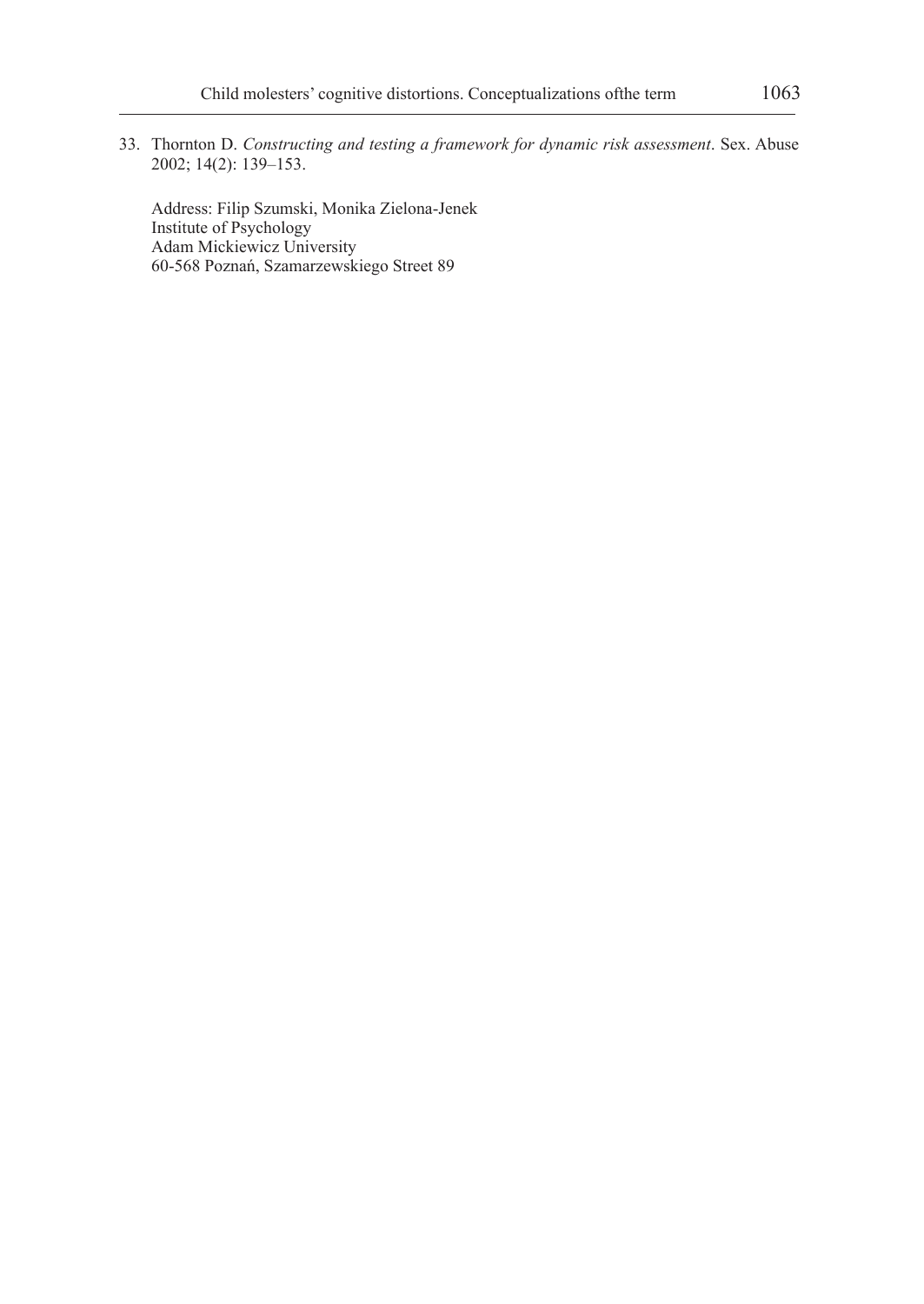33. Thornton D. *Constructing and testing a framework for dynamic risk assessment*. Sex. Abuse 2002; 14(2): 139–153.

Address: Filip Szumski, Monika Zielona-Jenek
Institute of Psychology
Adam Mickiewicz University
60-568 Poznań, Szamarzewskiego Street 89